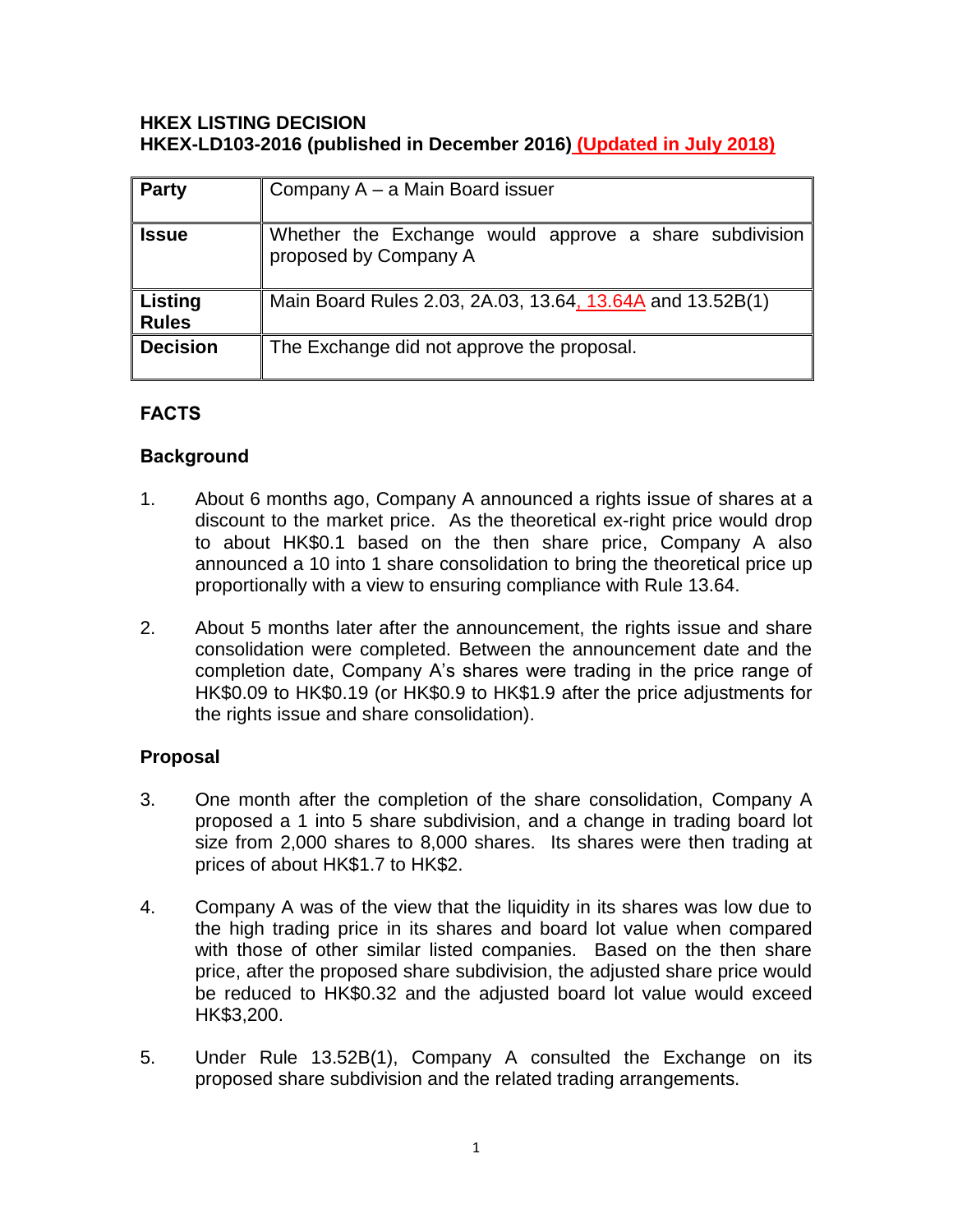**HKEX LISTING DECISION**
**HKEX-LD103-2016 (published in December 2016) (Updated in July 2018)**

| Party | Company A – a Main Board issuer |
|---|---|
| **Issue** | Whether the Exchange would approve a share subdivision proposed by Company A |
| **Listing Rules** | Main Board Rules 2.03, 2A.03, 13.64, 13.64A and 13.52B(1) |
| **Decision** | The Exchange did not approve the proposal. |

**FACTS**

**Background**

1. About 6 months ago, Company A announced a rights issue of shares at a discount to the market price. As the theoretical ex-right price would drop to about HK$0.1 based on the then share price, Company A also announced a 10 into 1 share consolidation to bring the theoretical price up proportionally with a view to ensuring compliance with Rule 13.64.

2. About 5 months later after the announcement, the rights issue and share consolidation were completed. Between the announcement date and the completion date, Company A's shares were trading in the price range of HK$0.09 to HK$0.19 (or HK$0.9 to HK$1.9 after the price adjustments for the rights issue and share consolidation).

**Proposal**

3. One month after the completion of the share consolidation, Company A proposed a 1 into 5 share subdivision, and a change in trading board lot size from 2,000 shares to 8,000 shares. Its shares were then trading at prices of about HK$1.7 to HK$2.

4. Company A was of the view that the liquidity in its shares was low due to the high trading price in its shares and board lot value when compared with those of other similar listed companies. Based on the then share price, after the proposed share subdivision, the adjusted share price would be reduced to HK$0.32 and the adjusted board lot value would exceed HK$3,200.

5. Under Rule 13.52B(1), Company A consulted the Exchange on its proposed share subdivision and the related trading arrangements.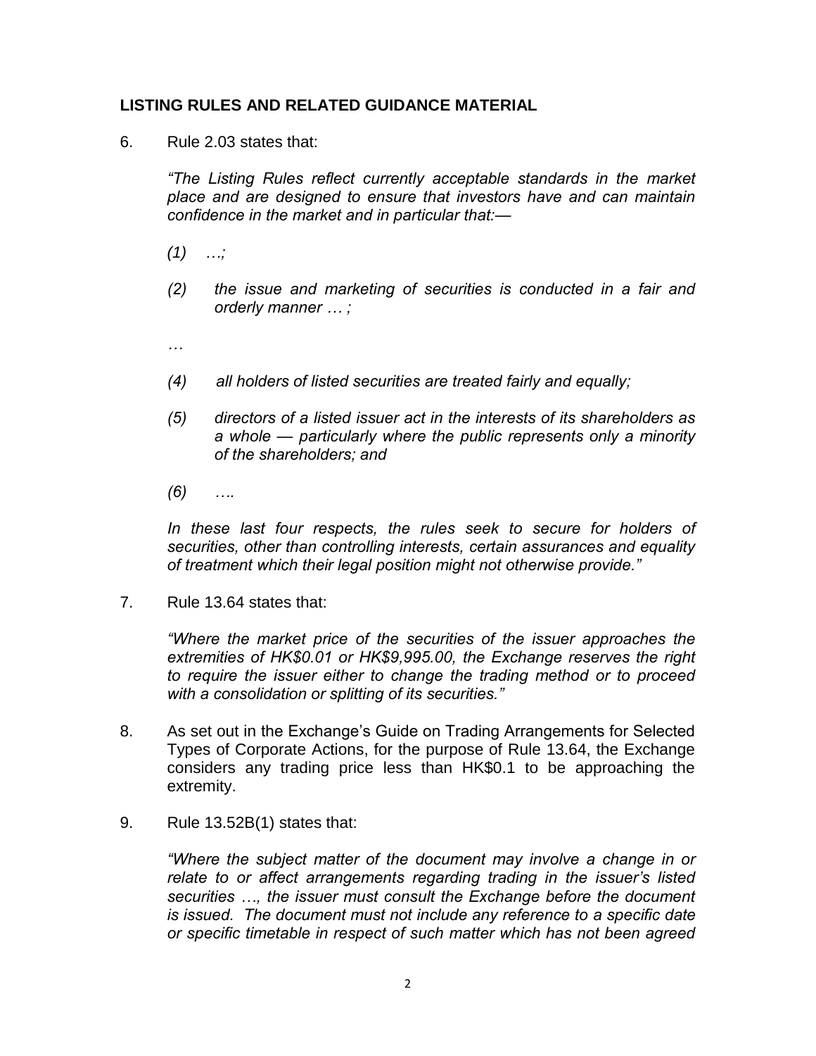## LISTING RULES AND RELATED GUIDANCE MATERIAL

6. Rule 2.03 states that:

   *"The Listing Rules reflect currently acceptable standards in the market place and are designed to ensure that investors have and can maintain confidence in the market and in particular that:—*

   *(1) …;*

   *(2) the issue and marketing of securities is conducted in a fair and orderly manner … ;*

   *…*

   *(4) all holders of listed securities are treated fairly and equally;*

   *(5) directors of a listed issuer act in the interests of its shareholders as a whole — particularly where the public represents only a minority of the shareholders; and*

   *(6) ….*

   *In these last four respects, the rules seek to secure for holders of securities, other than controlling interests, certain assurances and equality of treatment which their legal position might not otherwise provide."*

7. Rule 13.64 states that:

   *"Where the market price of the securities of the issuer approaches the extremities of HK$0.01 or HK$9,995.00, the Exchange reserves the right to require the issuer either to change the trading method or to proceed with a consolidation or splitting of its securities."*

8. As set out in the Exchange's Guide on Trading Arrangements for Selected Types of Corporate Actions, for the purpose of Rule 13.64, the Exchange considers any trading price less than HK$0.1 to be approaching the extremity.

9. Rule 13.52B(1) states that:

   *"Where the subject matter of the document may involve a change in or relate to or affect arrangements regarding trading in the issuer's listed securities …, the issuer must consult the Exchange before the document is issued. The document must not include any reference to a specific date or specific timetable in respect of such matter which has not been agreed*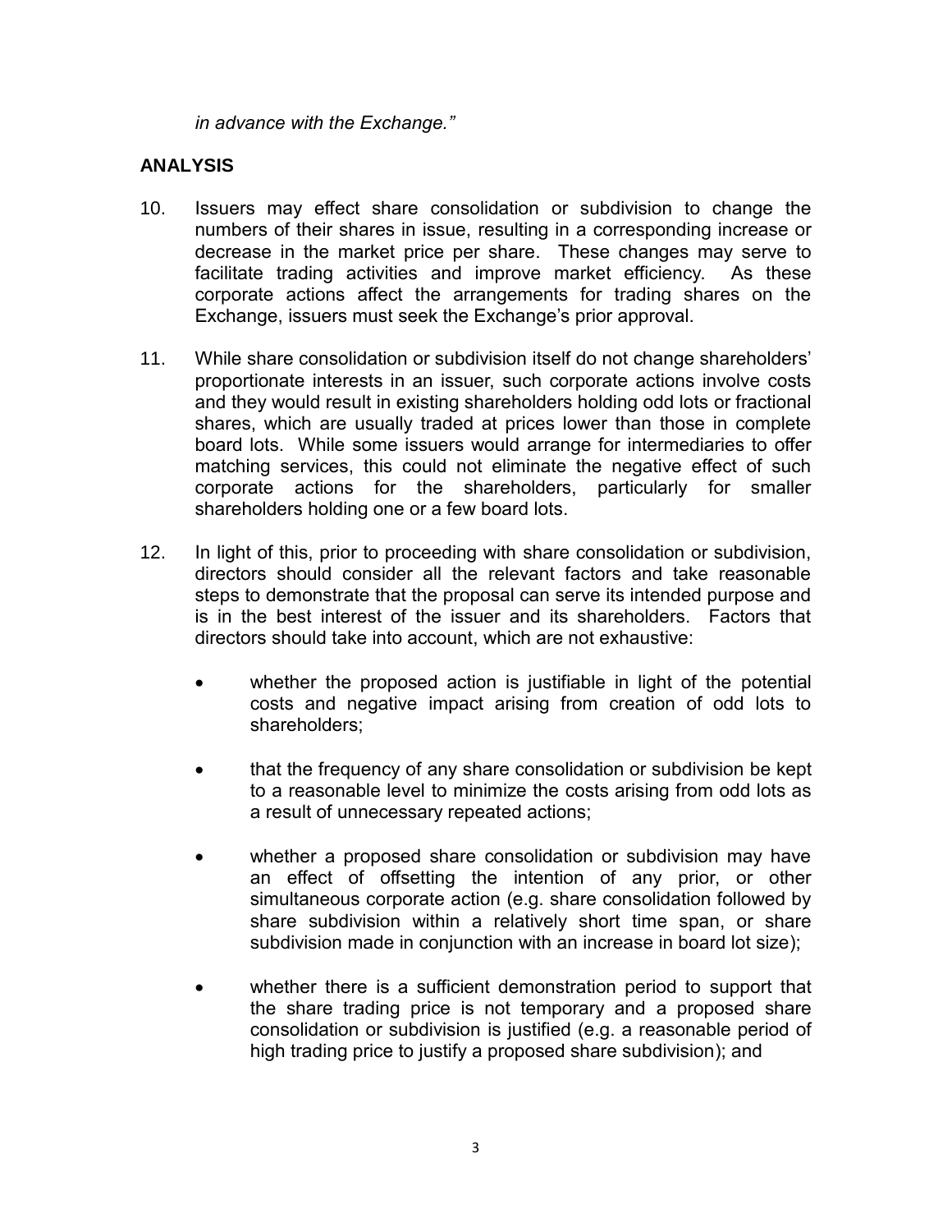*in advance with the Exchange."*

## ANALYSIS

10. Issuers may effect share consolidation or subdivision to change the numbers of their shares in issue, resulting in a corresponding increase or decrease in the market price per share. These changes may serve to facilitate trading activities and improve market efficiency. As these corporate actions affect the arrangements for trading shares on the Exchange, issuers must seek the Exchange's prior approval.

11. While share consolidation or subdivision itself do not change shareholders' proportionate interests in an issuer, such corporate actions involve costs and they would result in existing shareholders holding odd lots or fractional shares, which are usually traded at prices lower than those in complete board lots. While some issuers would arrange for intermediaries to offer matching services, this could not eliminate the negative effect of such corporate actions for the shareholders, particularly for smaller shareholders holding one or a few board lots.

12. In light of this, prior to proceeding with share consolidation or subdivision, directors should consider all the relevant factors and take reasonable steps to demonstrate that the proposal can serve its intended purpose and is in the best interest of the issuer and its shareholders. Factors that directors should take into account, which are not exhaustive:

    - whether the proposed action is justifiable in light of the potential costs and negative impact arising from creation of odd lots to shareholders;

    - that the frequency of any share consolidation or subdivision be kept to a reasonable level to minimize the costs arising from odd lots as a result of unnecessary repeated actions;

    - whether a proposed share consolidation or subdivision may have an effect of offsetting the intention of any prior, or other simultaneous corporate action (e.g. share consolidation followed by share subdivision within a relatively short time span, or share subdivision made in conjunction with an increase in board lot size);

    - whether there is a sufficient demonstration period to support that the share trading price is not temporary and a proposed share consolidation or subdivision is justified (e.g. a reasonable period of high trading price to justify a proposed share subdivision); and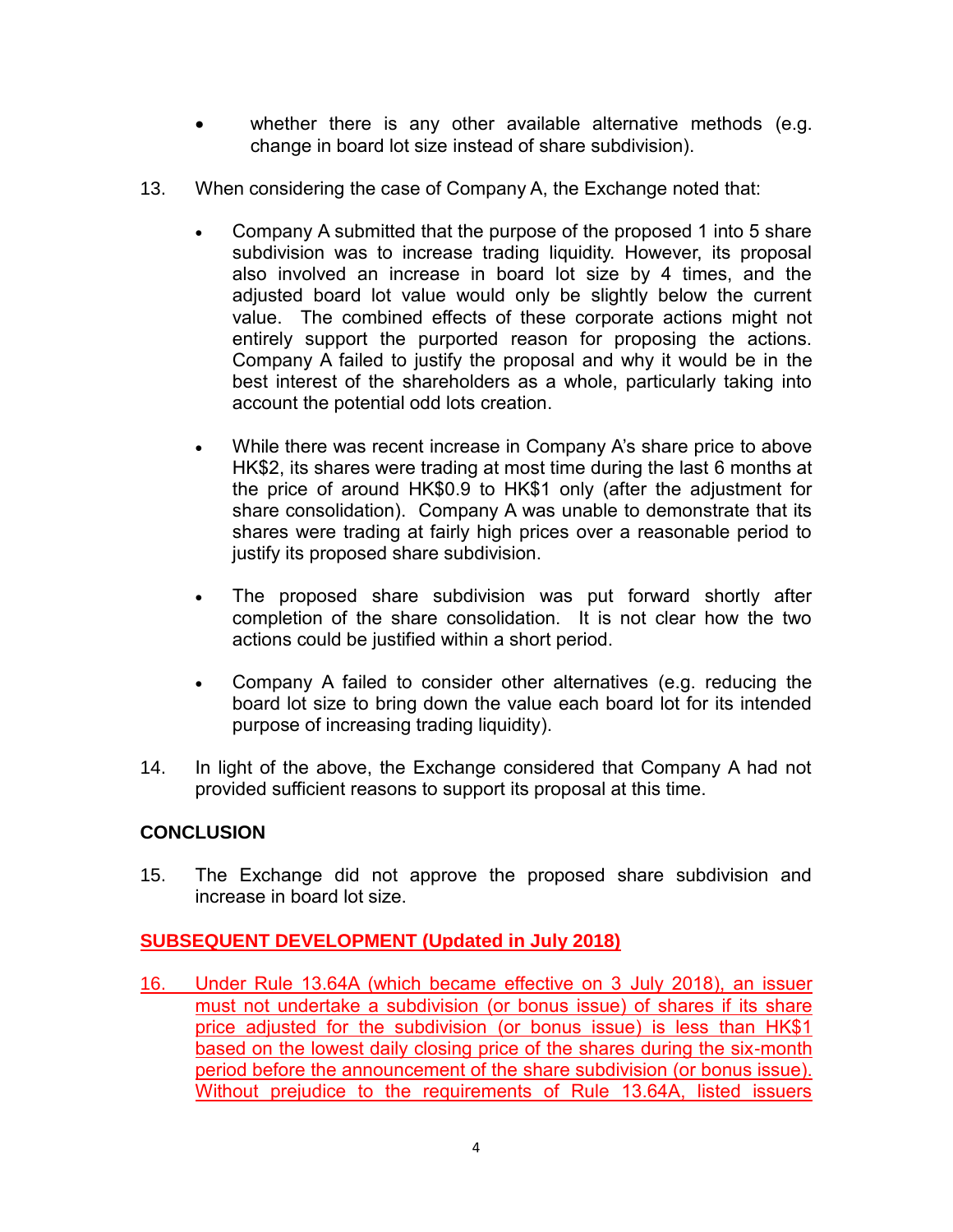- whether there is any other available alternative methods (e.g. change in board lot size instead of share subdivision).

13. When considering the case of Company A, the Exchange noted that:

    - Company A submitted that the purpose of the proposed 1 into 5 share subdivision was to increase trading liquidity. However, its proposal also involved an increase in board lot size by 4 times, and the adjusted board lot value would only be slightly below the current value. The combined effects of these corporate actions might not entirely support the purported reason for proposing the actions. Company A failed to justify the proposal and why it would be in the best interest of the shareholders as a whole, particularly taking into account the potential odd lots creation.

    - While there was recent increase in Company A's share price to above HK$2, its shares were trading at most time during the last 6 months at the price of around HK$0.9 to HK$1 only (after the adjustment for share consolidation). Company A was unable to demonstrate that its shares were trading at fairly high prices over a reasonable period to justify its proposed share subdivision.

    - The proposed share subdivision was put forward shortly after completion of the share consolidation. It is not clear how the two actions could be justified within a short period.

    - Company A failed to consider other alternatives (e.g. reducing the board lot size to bring down the value each board lot for its intended purpose of increasing trading liquidity).

14. In light of the above, the Exchange considered that Company A had not provided sufficient reasons to support its proposal at this time.

## CONCLUSION

15. The Exchange did not approve the proposed share subdivision and increase in board lot size.

## SUBSEQUENT DEVELOPMENT (Updated in July 2018)

16. Under Rule 13.64A (which became effective on 3 July 2018), an issuer must not undertake a subdivision (or bonus issue) of shares if its share price adjusted for the subdivision (or bonus issue) is less than HK$1 based on the lowest daily closing price of the shares during the six-month period before the announcement of the share subdivision (or bonus issue). Without prejudice to the requirements of Rule 13.64A, listed issuers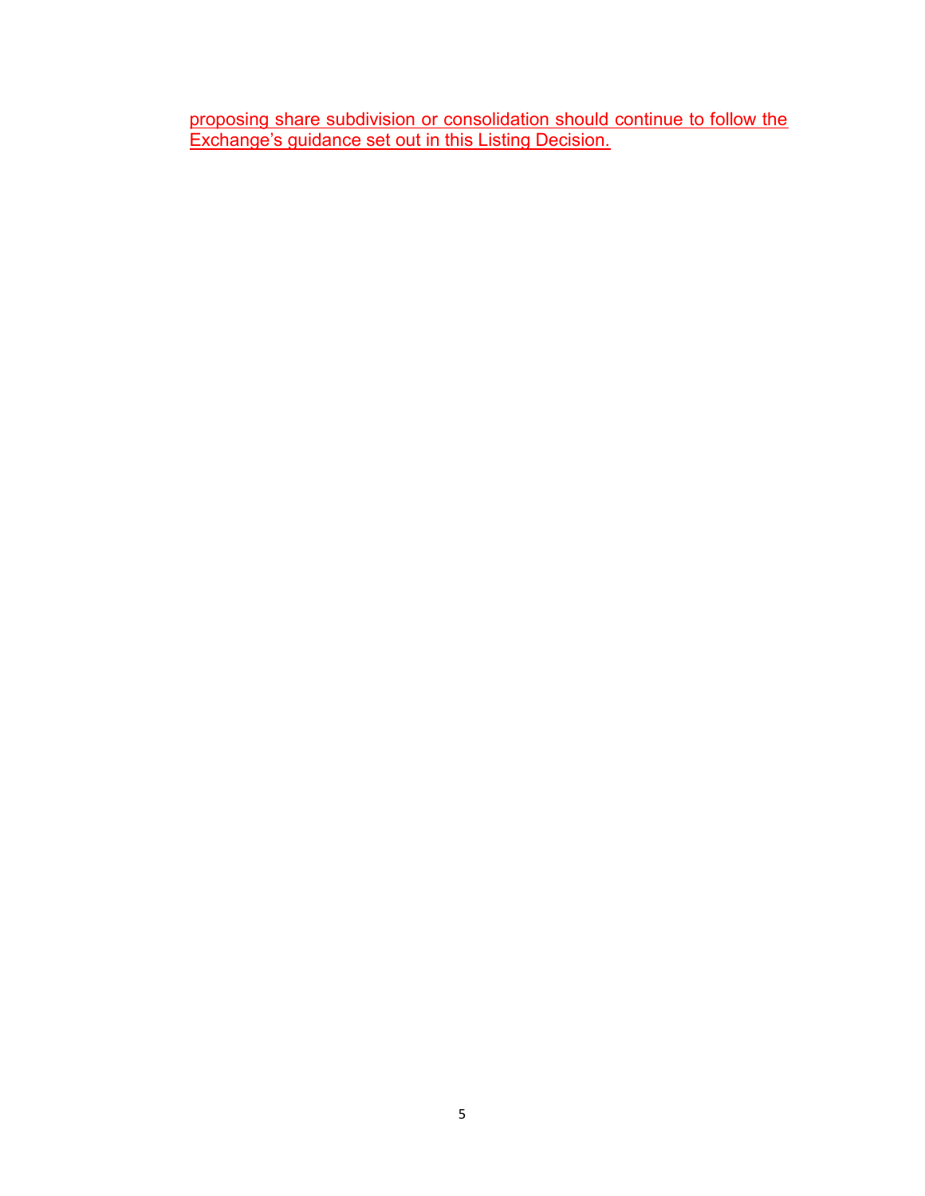proposing share subdivision or consolidation should continue to follow the Exchange's guidance set out in this Listing Decision.